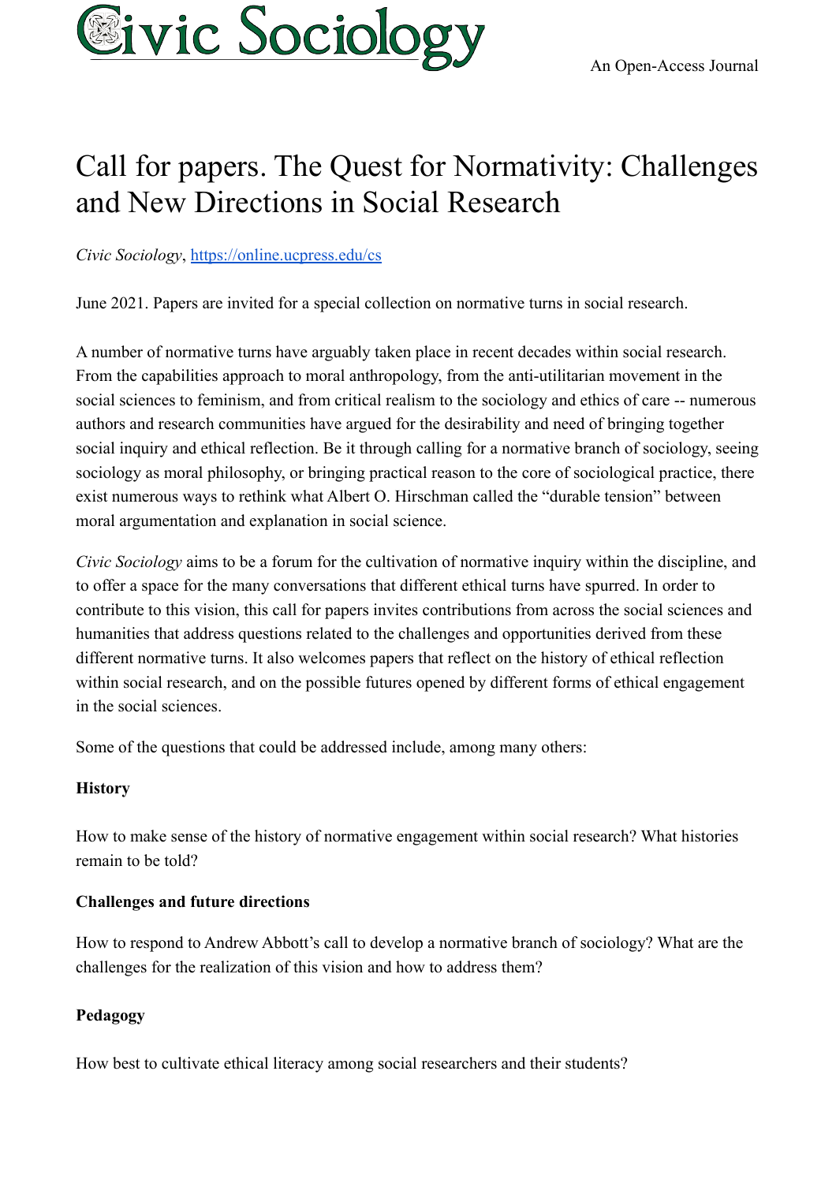# Civic Sociology

An Open-Access Journal

# Call for papers. The Quest for Normativity: Challenges and New Directions in Social Research

*Civic Sociology*, https://online.ucpress.edu/cs

June 2021. Papers are invited for a special collection on normative turns in social research.

A number of normative turns have arguably taken place in recent decades within social research. From the capabilities approach to moral anthropology, from the anti-utilitarian movement in the social sciences to feminism, and from critical realism to the sociology and ethics of care -- numerous authors and research communities have argued for the desirability and need of bringing together social inquiry and ethical reflection. Be it through calling for a normative branch of sociology, seeing sociology as moral philosophy, or bringing practical reason to the core of sociological practice, there exist numerous ways to rethink what Albert O. Hirschman called the "durable tension" between moral argumentation and explanation in social science.

*Civic Sociology* aims to be a forum for the cultivation of normative inquiry within the discipline, and to offer a space for the many conversations that different ethical turns have spurred. In order to contribute to this vision, this call for papers invites contributions from across the social sciences and humanities that address questions related to the challenges and opportunities derived from these different normative turns. It also welcomes papers that reflect on the history of ethical reflection within social research, and on the possible futures opened by different forms of ethical engagement in the social sciences.

Some of the questions that could be addressed include, among many others:

**History**

How to make sense of the history of normative engagement within social research? What histories remain to be told?

**Challenges and future directions**

How to respond to Andrew Abbott's call to develop a normative branch of sociology? What are the challenges for the realization of this vision and how to address them?

**Pedagogy**

How best to cultivate ethical literacy among social researchers and their students?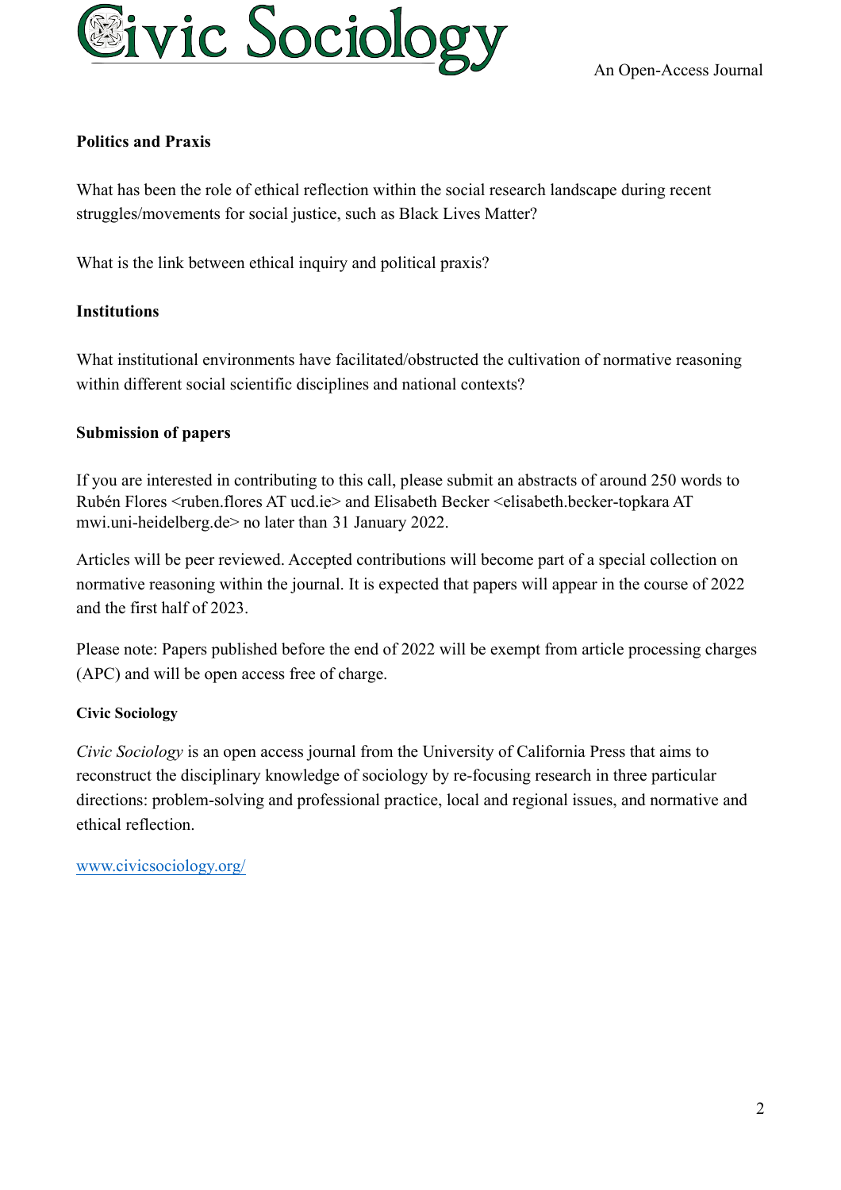**Politics and Praxis**

What has been the role of ethical reflection within the social research landscape during recent struggles/movements for social justice, such as Black Lives Matter?

What is the link between ethical inquiry and political praxis?

**Institutions**

What institutional environments have facilitated/obstructed the cultivation of normative reasoning within different social scientific disciplines and national contexts?

**Submission of papers**

If you are interested in contributing to this call, please submit an abstracts of around 250 words to Rubén Flores <ruben.flores AT ucd.ie> and Elisabeth Becker <elisabeth.becker-topkara AT mwi.uni-heidelberg.de> no later than 31 January 2022.

Articles will be peer reviewed. Accepted contributions will become part of a special collection on normative reasoning within the journal. It is expected that papers will appear in the course of 2022 and the first half of 2023.

Please note: Papers published before the end of 2022 will be exempt from article processing charges (APC) and will be open access free of charge.

**Civic Sociology**

*Civic Sociology* is an open access journal from the University of California Press that aims to reconstruct the disciplinary knowledge of sociology by re-focusing research in three particular directions: problem-solving and professional practice, local and regional issues, and normative and ethical reflection.

[www.civicsociology.org/](www.civicsociology.org/)